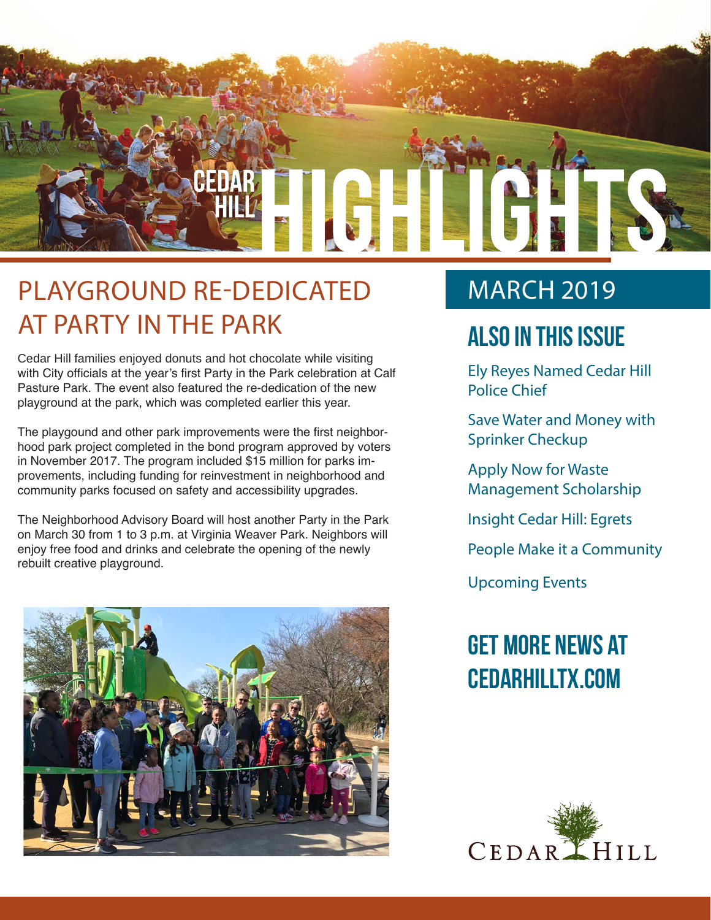# CEDAR HILL HIGHLIGHTS

## PLAYGROUND RE-DEDICATED AT PARTY IN THE PARK

Cedar Hill families enjoyed donuts and hot chocolate while visiting with City officials at the year's first Party in the Park celebration at Calf Pasture Park. The event also featured the re-dedication of the new playground at the park, which was completed earlier this year.

The playgound and other park improvements were the first neighborhood park project completed in the bond program approved by voters in November 2017. The program included $15 million for parks improvements, including funding for reinvestment in neighborhood and community parks focused on safety and accessibility upgrades.

The Neighborhood Advisory Board will host another Party in the Park on March 30 from 1 to 3 p.m. at Virginia Weaver Park. Neighbors will enjoy free food and drinks and celebrate the opening of the newly rebuilt creative playground.

## MARCH 2019

### ALSO IN THIS ISSUE

Ely Reyes Named Cedar Hill Police Chief

Save Water and Money with Sprinker Checkup

Apply Now for Waste Management Scholarship

Insight Cedar Hill: Egrets

People Make it a Community

Upcoming Events

### GET MORE NEWS AT CEDARHILLTX.COM

CEDAR HILL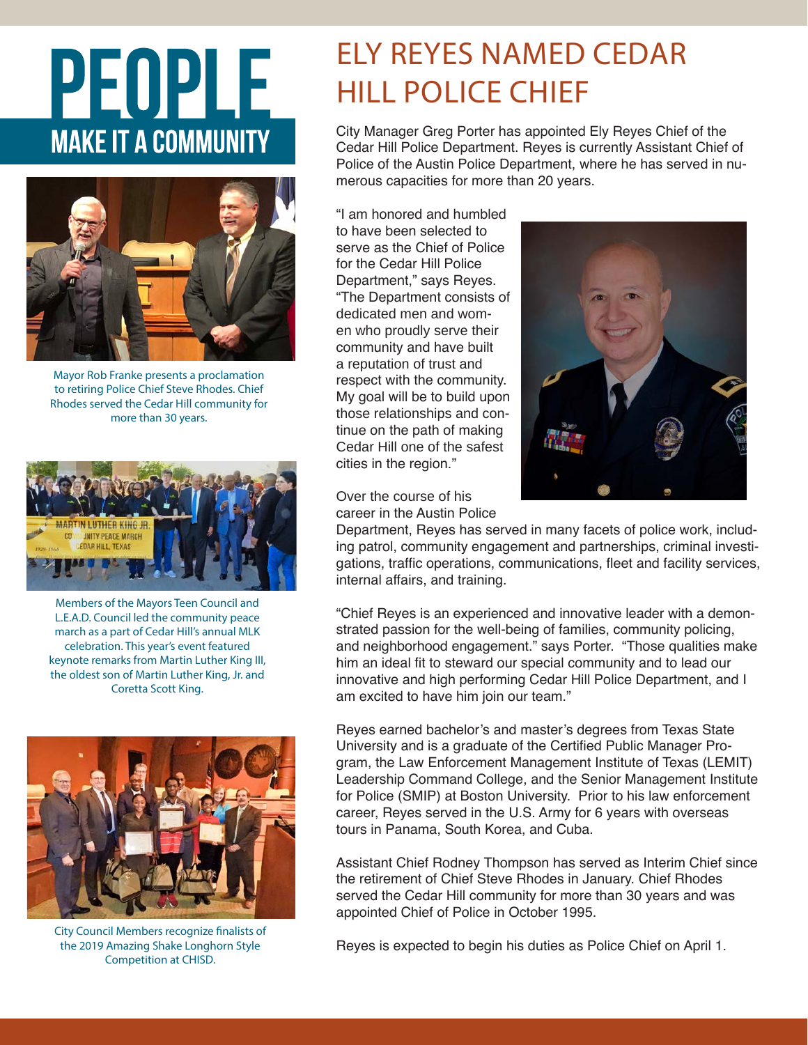# PEOPLE

## MAKE IT A COMMUNITY

Mayor Rob Franke presents a proclamation to retiring Police Chief Steve Rhodes. Chief Rhodes served the Cedar Hill community for more than 30 years.

Members of the Mayors Teen Council and L.E.A.D. Council led the community peace march as a part of Cedar Hill's annual MLK celebration. This year's event featured keynote remarks from Martin Luther King III, the oldest son of Martin Luther King, Jr. and Coretta Scott King.

City Council Members recognize finalists of the 2019 Amazing Shake Longhorn Style Competition at CHISD.

# ELY REYES NAMED CEDAR HILL POLICE CHIEF

City Manager Greg Porter has appointed Ely Reyes Chief of the Cedar Hill Police Department. Reyes is currently Assistant Chief of Police of the Austin Police Department, where he has served in numerous capacities for more than 20 years.

"I am honored and humbled to have been selected to serve as the Chief of Police for the Cedar Hill Police Department," says Reyes. "The Department consists of dedicated men and women who proudly serve their community and have built a reputation of trust and respect with the community. My goal will be to build upon those relationships and continue on the path of making Cedar Hill one of the safest cities in the region."

Over the course of his career in the Austin Police Department, Reyes has served in many facets of police work, including patrol, community engagement and partnerships, criminal investigations, traffic operations, communications, fleet and facility services, internal affairs, and training.

"Chief Reyes is an experienced and innovative leader with a demonstrated passion for the well-being of families, community policing, and neighborhood engagement." says Porter. "Those qualities make him an ideal fit to steward our special community and to lead our innovative and high performing Cedar Hill Police Department, and I am excited to have him join our team."

Reyes earned bachelor's and master's degrees from Texas State University and is a graduate of the Certified Public Manager Program, the Law Enforcement Management Institute of Texas (LEMIT) Leadership Command College, and the Senior Management Institute for Police (SMIP) at Boston University. Prior to his law enforcement career, Reyes served in the U.S. Army for 6 years with overseas tours in Panama, South Korea, and Cuba.

Assistant Chief Rodney Thompson has served as Interim Chief since the retirement of Chief Steve Rhodes in January. Chief Rhodes served the Cedar Hill community for more than 30 years and was appointed Chief of Police in October 1995.

Reyes is expected to begin his duties as Police Chief on April 1.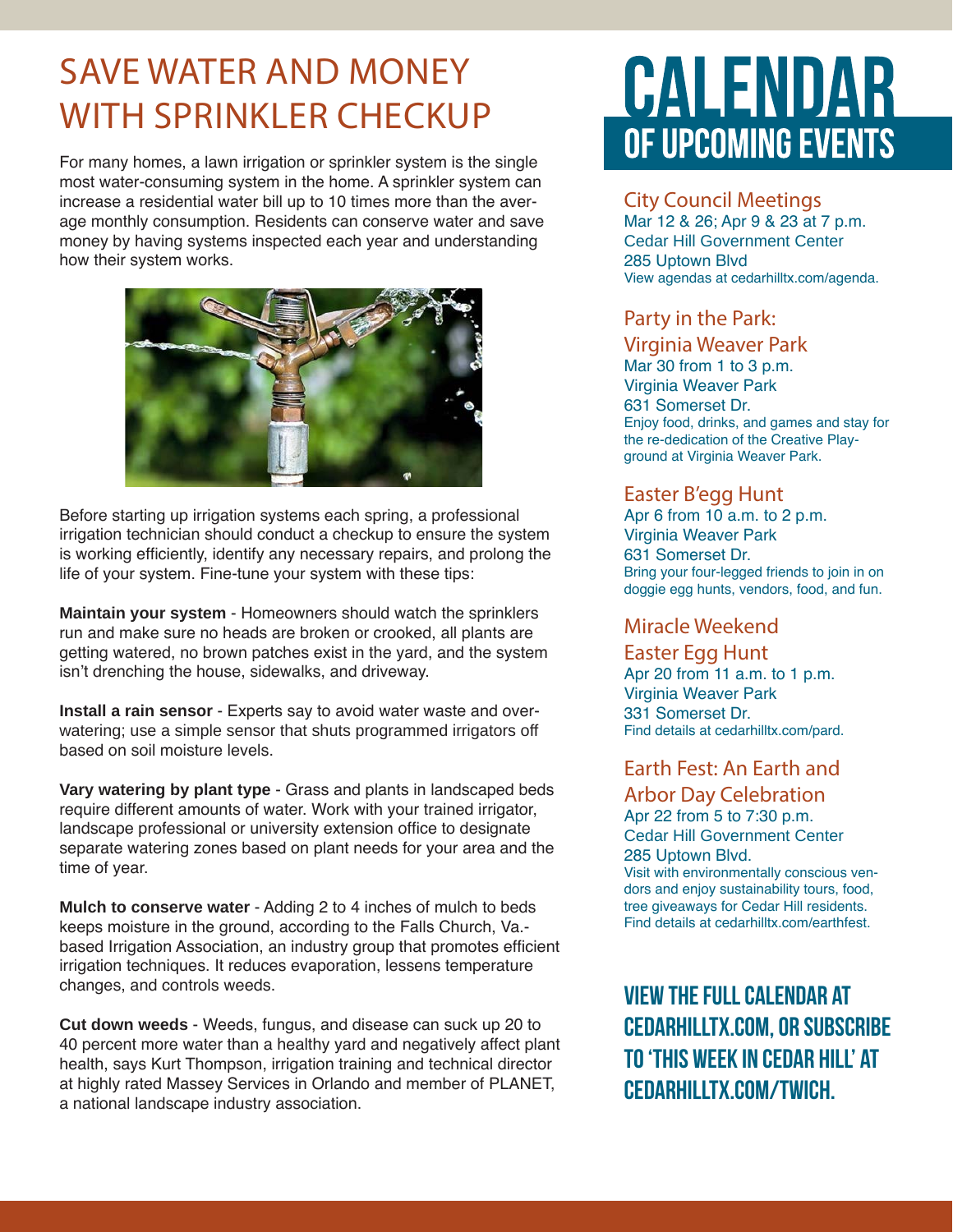# SAVE WATER AND MONEY WITH SPRINKLER CHECKUP

For many homes, a lawn irrigation or sprinkler system is the single most water-consuming system in the home. A sprinkler system can increase a residential water bill up to 10 times more than the average monthly consumption. Residents can conserve water and save money by having systems inspected each year and understanding how their system works.

Before starting up irrigation systems each spring, a professional irrigation technician should conduct a checkup to ensure the system is working efficiently, identify any necessary repairs, and prolong the life of your system. Fine-tune your system with these tips:

**Maintain your system** - Homeowners should watch the sprinklers run and make sure no heads are broken or crooked, all plants are getting watered, no brown patches exist in the yard, and the system isn't drenching the house, sidewalks, and driveway.

**Install a rain sensor** - Experts say to avoid water waste and overwatering; use a simple sensor that shuts programmed irrigators off based on soil moisture levels.

**Vary watering by plant type** - Grass and plants in landscaped beds require different amounts of water. Work with your trained irrigator, landscape professional or university extension office to designate separate watering zones based on plant needs for your area and the time of year.

**Mulch to conserve water** - Adding 2 to 4 inches of mulch to beds keeps moisture in the ground, according to the Falls Church, Va.-based Irrigation Association, an industry group that promotes efficient irrigation techniques. It reduces evaporation, lessens temperature changes, and controls weeds.

**Cut down weeds** - Weeds, fungus, and disease can suck up 20 to 40 percent more water than a healthy yard and negatively affect plant health, says Kurt Thompson, irrigation training and technical director at highly rated Massey Services in Orlando and member of PLANET, a national landscape industry association.

# CALENDAR OF UPCOMING EVENTS

## City Council Meetings

Mar 12 & 26; Apr 9 & 23 at 7 p.m.
Cedar Hill Government Center
285 Uptown Blvd
View agendas at cedarhilltx.com/agenda.

## Party in the Park: Virginia Weaver Park

Mar 30 from 1 to 3 p.m.
Virginia Weaver Park
631 Somerset Dr.
Enjoy food, drinks, and games and stay for the re-dedication of the Creative Playground at Virginia Weaver Park.

## Easter B'egg Hunt

Apr 6 from 10 a.m. to 2 p.m.
Virginia Weaver Park
631 Somerset Dr.
Bring your four-legged friends to join in on doggie egg hunts, vendors, food, and fun.

## Miracle Weekend Easter Egg Hunt

Apr 20 from 11 a.m. to 1 p.m.
Virginia Weaver Park
331 Somerset Dr.
Find details at cedarhilltx.com/pard.

## Earth Fest: An Earth and Arbor Day Celebration

Apr 22 from 5 to 7:30 p.m.
Cedar Hill Government Center
285 Uptown Blvd.
Visit with environmentally conscious vendors and enjoy sustainability tours, food, tree giveaways for Cedar Hill residents.
Find details at cedarhilltx.com/earthfest.

**VIEW THE FULL CALENDAR AT CEDARHILLTX.COM, OR SUBSCRIBE TO 'THIS WEEK IN CEDAR HILL' AT CEDARHILLTX.COM/TWICH.**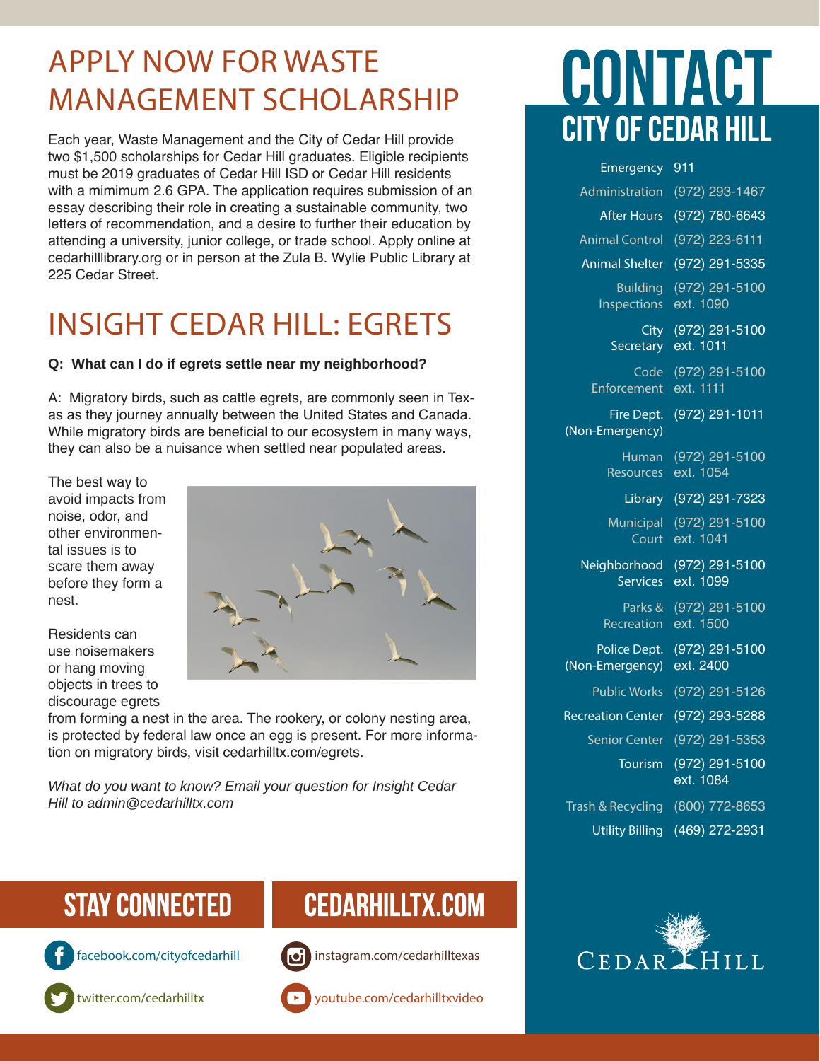## APPLY NOW FOR WASTE MANAGEMENT SCHOLARSHIP

Each year, Waste Management and the City of Cedar Hill provide two $1,500 scholarships for Cedar Hill graduates. Eligible recipients must be 2019 graduates of Cedar Hill ISD or Cedar Hill residents with a mimimum 2.6 GPA. The application requires submission of an essay describing their role in creating a sustainable community, two letters of recommendation, and a desire to further their education by attending a university, junior college, or trade school. Apply online at cedarhilllibrary.org or in person at the Zula B. Wylie Public Library at 225 Cedar Street.

## INSIGHT CEDAR HILL: EGRETS

**Q: What can I do if egrets settle near my neighborhood?**

A: Migratory birds, such as cattle egrets, are commonly seen in Texas as they journey annually between the United States and Canada. While migratory birds are beneficial to our ecosystem in many ways, they can also be a nuisance when settled near populated areas.

The best way to avoid impacts from noise, odor, and other environmental issues is to scare them away before they form a nest.

Residents can use noisemakers or hang moving objects in trees to discourage egrets from forming a nest in the area. The rookery, or colony nesting area, is protected by federal law once an egg is present. For more information on migratory birds, visit cedarhilltx.com/egrets.

*What do you want to know? Email your question for Insight Cedar Hill to admin@cedarhilltx.com*

## STAY CONNECTED

## CEDARHILLTX.COM

facebook.com/cityofcedarhill

instagram.com/cedarhilltexas

twitter.com/cedarhilltx

youtube.com/cedarhilltxvideo

# CONTACT
## CITY OF CEDAR HILL

| | |
|---|---|
| Emergency | 911 |
| Administration | (972) 293-1467 |
| After Hours | (972) 780-6643 |
| Animal Control | (972) 223-6111 |
| Animal Shelter | (972) 291-5335 |
| Building Inspections | (972) 291-5100 ext. 1090 |
| City Secretary | (972) 291-5100 ext. 1011 |
| Code Enforcement | (972) 291-5100 ext. 1111 |
| Fire Dept. (Non-Emergency) | (972) 291-1011 |
| Human Resources | (972) 291-5100 ext. 1054 |
| Library | (972) 291-7323 |
| Municipal Court | (972) 291-5100 ext. 1041 |
| Neighborhood Services | (972) 291-5100 ext. 1099 |
| Parks & Recreation | (972) 291-5100 ext. 1500 |
| Police Dept. (Non-Emergency) | (972) 291-5100 ext. 2400 |
| Public Works | (972) 291-5126 |
| Recreation Center | (972) 293-5288 |
| Senior Center | (972) 291-5353 |
| Tourism | (972) 291-5100 ext. 1084 |
| Trash & Recycling | (800) 772-8653 |
| Utility Billing | (469) 272-2931 |

CEDAR HILL